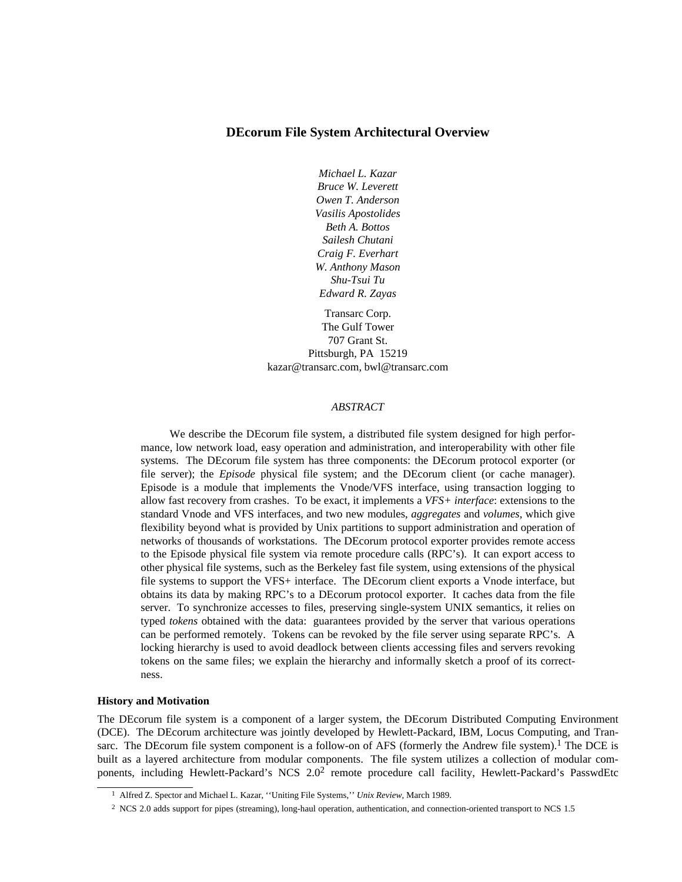# DEcorum File System Architectural Overview

*Michael L. Kazar*
*Bruce W. Leverett*
*Owen T. Anderson*
*Vasilis Apostolides*
*Beth A. Bottos*
*Sailesh Chutani*
*Craig F. Everhart*
*W. Anthony Mason*
*Shu-Tsui Tu*
*Edward R. Zayas*

Transarc Corp.
The Gulf Tower
707 Grant St.
Pittsburgh, PA 15219
kazar@transarc.com, bwl@transarc.com

*ABSTRACT*

We describe the DEcorum file system, a distributed file system designed for high performance, low network load, easy operation and administration, and interoperability with other file systems. The DEcorum file system has three components: the DEcorum protocol exporter (or file server); the *Episode* physical file system; and the DEcorum client (or cache manager). Episode is a module that implements the Vnode/VFS interface, using transaction logging to allow fast recovery from crashes. To be exact, it implements a *VFS+ interface*: extensions to the standard Vnode and VFS interfaces, and two new modules, *aggregates* and *volumes*, which give flexibility beyond what is provided by Unix partitions to support administration and operation of networks of thousands of workstations. The DEcorum protocol exporter provides remote access to the Episode physical file system via remote procedure calls (RPC's). It can export access to other physical file systems, such as the Berkeley fast file system, using extensions of the physical file systems to support the VFS+ interface. The DEcorum client exports a Vnode interface, but obtains its data by making RPC's to a DEcorum protocol exporter. It caches data from the file server. To synchronize accesses to files, preserving single-system UNIX semantics, it relies on typed *tokens* obtained with the data: guarantees provided by the server that various operations can be performed remotely. Tokens can be revoked by the file server using separate RPC's. A locking hierarchy is used to avoid deadlock between clients accessing files and servers revoking tokens on the same files; we explain the hierarchy and informally sketch a proof of its correctness.

## History and Motivation

The DEcorum file system is a component of a larger system, the DEcorum Distributed Computing Environment (DCE). The DEcorum architecture was jointly developed by Hewlett-Packard, IBM, Locus Computing, and Transarc. The DEcorum file system component is a follow-on of AFS (formerly the Andrew file system).[1] The DCE is built as a layered architecture from modular components. The file system utilizes a collection of modular components, including Hewlett-Packard's NCS 2.0[2] remote procedure call facility, Hewlett-Packard's PasswdEtc

[1] Alfred Z. Spector and Michael L. Kazar, ''Uniting File Systems,'' *Unix Review*, March 1989.

[2] NCS 2.0 adds support for pipes (streaming), long-haul operation, authentication, and connection-oriented transport to NCS 1.5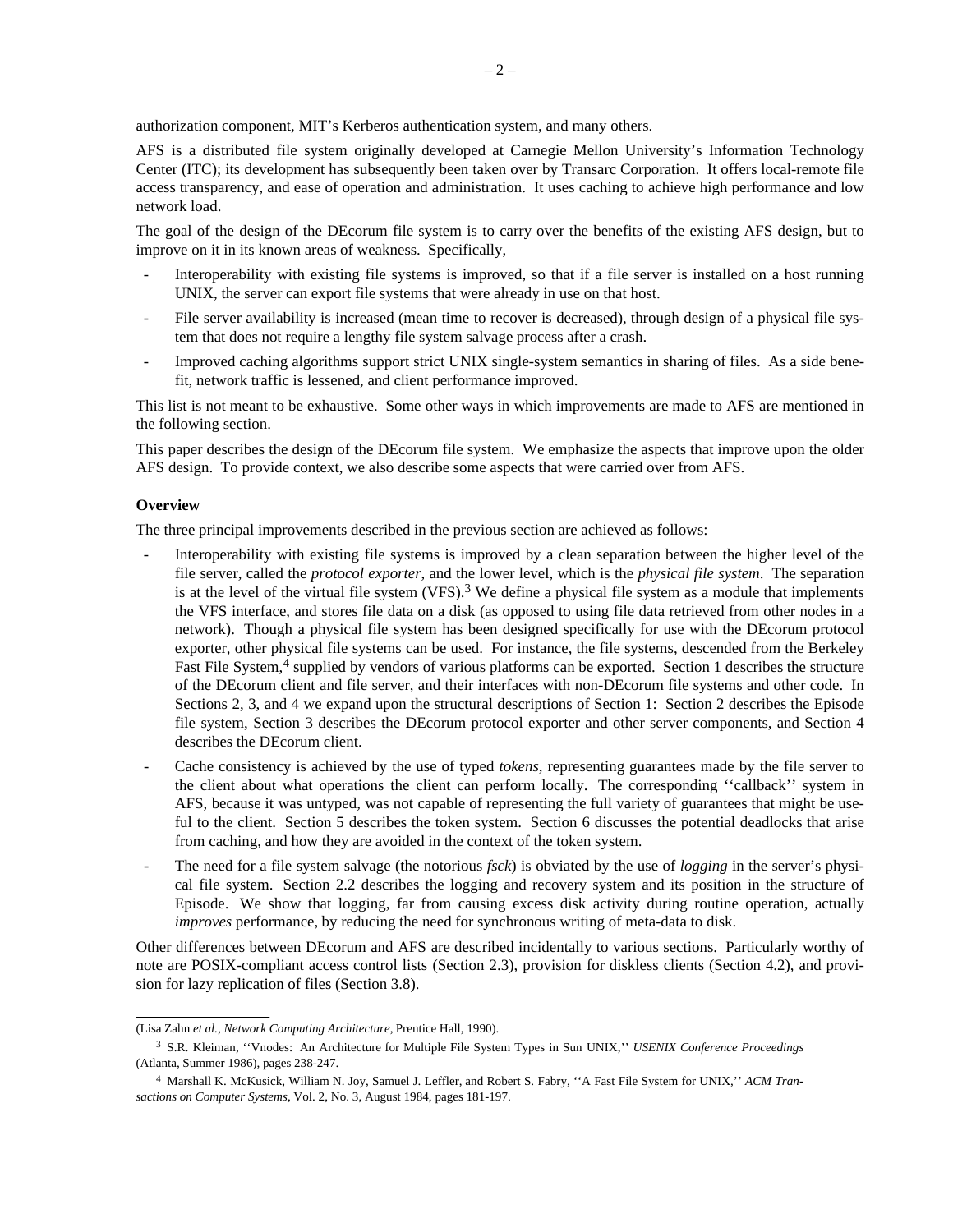authorization component, MIT's Kerberos authentication system, and many others.

AFS is a distributed file system originally developed at Carnegie Mellon University's Information Technology Center (ITC); its development has subsequently been taken over by Transarc Corporation. It offers local-remote file access transparency, and ease of operation and administration. It uses caching to achieve high performance and low network load.

The goal of the design of the DEcorum file system is to carry over the benefits of the existing AFS design, but to improve on it in its known areas of weakness. Specifically,

- Interoperability with existing file systems is improved, so that if a file server is installed on a host running UNIX, the server can export file systems that were already in use on that host.
- File server availability is increased (mean time to recover is decreased), through design of a physical file system that does not require a lengthy file system salvage process after a crash.
- Improved caching algorithms support strict UNIX single-system semantics in sharing of files. As a side benefit, network traffic is lessened, and client performance improved.

This list is not meant to be exhaustive. Some other ways in which improvements are made to AFS are mentioned in the following section.

This paper describes the design of the DEcorum file system. We emphasize the aspects that improve upon the older AFS design. To provide context, we also describe some aspects that were carried over from AFS.

**Overview**

The three principal improvements described in the previous section are achieved as follows:

- Interoperability with existing file systems is improved by a clean separation between the higher level of the file server, called the *protocol exporter*, and the lower level, which is the *physical file system*. The separation is at the level of the virtual file system (VFS).[3] We define a physical file system as a module that implements the VFS interface, and stores file data on a disk (as opposed to using file data retrieved from other nodes in a network). Though a physical file system has been designed specifically for use with the DEcorum protocol exporter, other physical file systems can be used. For instance, the file systems, descended from the Berkeley Fast File System,[4] supplied by vendors of various platforms can be exported. Section 1 describes the structure of the DEcorum client and file server, and their interfaces with non-DEcorum file systems and other code. In Sections 2, 3, and 4 we expand upon the structural descriptions of Section 1: Section 2 describes the Episode file system, Section 3 describes the DEcorum protocol exporter and other server components, and Section 4 describes the DEcorum client.
- Cache consistency is achieved by the use of typed *tokens*, representing guarantees made by the file server to the client about what operations the client can perform locally. The corresponding ''callback'' system in AFS, because it was untyped, was not capable of representing the full variety of guarantees that might be useful to the client. Section 5 describes the token system. Section 6 discusses the potential deadlocks that arise from caching, and how they are avoided in the context of the token system.
- The need for a file system salvage (the notorious *fsck*) is obviated by the use of *logging* in the server's physical file system. Section 2.2 describes the logging and recovery system and its position in the structure of Episode. We show that logging, far from causing excess disk activity during routine operation, actually *improves* performance, by reducing the need for synchronous writing of meta-data to disk.

Other differences between DEcorum and AFS are described incidentally to various sections. Particularly worthy of note are POSIX-compliant access control lists (Section 2.3), provision for diskless clients (Section 4.2), and provision for lazy replication of files (Section 3.8).

---

(Lisa Zahn *et al.*, *Network Computing Architecture*, Prentice Hall, 1990).

[3] S.R. Kleiman, ''Vnodes: An Architecture for Multiple File System Types in Sun UNIX,'' *USENIX Conference Proceedings* (Atlanta, Summer 1986), pages 238-247.

[4] Marshall K. McKusick, William N. Joy, Samuel J. Leffler, and Robert S. Fabry, ''A Fast File System for UNIX,'' *ACM Transactions on Computer Systems*, Vol. 2, No. 3, August 1984, pages 181-197.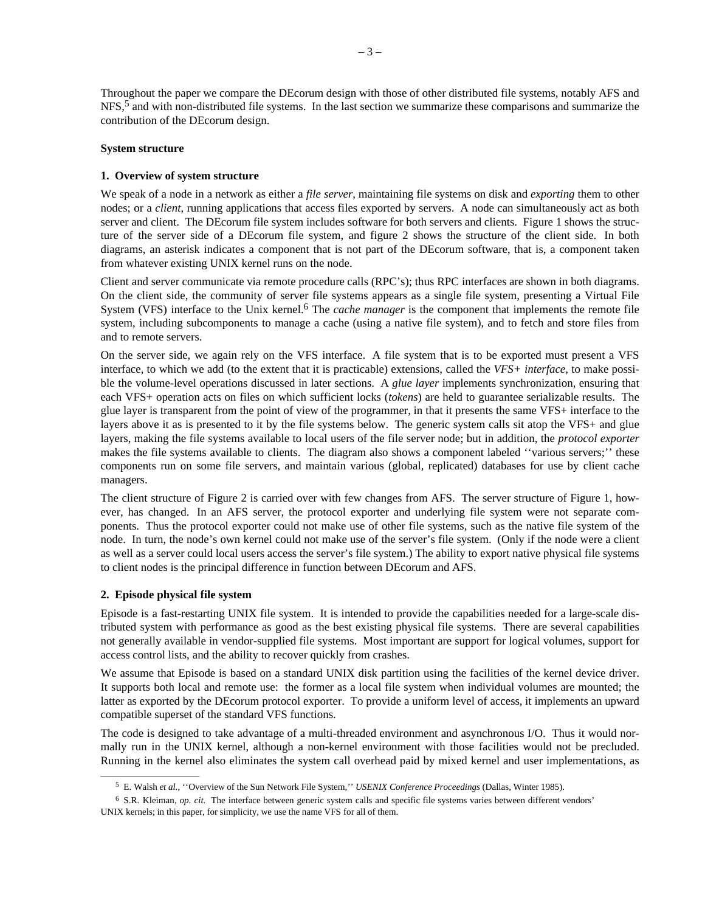Throughout the paper we compare the DEcorum design with those of other distributed file systems, notably AFS and NFS,[5] and with non-distributed file systems. In the last section we summarize these comparisons and summarize the contribution of the DEcorum design.

**System structure**

**1. Overview of system structure**

We speak of a node in a network as either a *file server*, maintaining file systems on disk and *exporting* them to other nodes; or a *client*, running applications that access files exported by servers. A node can simultaneously act as both server and client. The DEcorum file system includes software for both servers and clients. Figure 1 shows the structure of the server side of a DEcorum file system, and figure 2 shows the structure of the client side. In both diagrams, an asterisk indicates a component that is not part of the DEcorum software, that is, a component taken from whatever existing UNIX kernel runs on the node.

Client and server communicate via remote procedure calls (RPC's); thus RPC interfaces are shown in both diagrams. On the client side, the community of server file systems appears as a single file system, presenting a Virtual File System (VFS) interface to the Unix kernel.[6] The *cache manager* is the component that implements the remote file system, including subcomponents to manage a cache (using a native file system), and to fetch and store files from and to remote servers.

On the server side, we again rely on the VFS interface. A file system that is to be exported must present a VFS interface, to which we add (to the extent that it is practicable) extensions, called the *VFS+ interface*, to make possible the volume-level operations discussed in later sections. A *glue layer* implements synchronization, ensuring that each VFS+ operation acts on files on which sufficient locks (*tokens*) are held to guarantee serializable results. The glue layer is transparent from the point of view of the programmer, in that it presents the same VFS+ interface to the layers above it as is presented to it by the file systems below. The generic system calls sit atop the VFS+ and glue layers, making the file systems available to local users of the file server node; but in addition, the *protocol exporter* makes the file systems available to clients. The diagram also shows a component labeled ''various servers;'' these components run on some file servers, and maintain various (global, replicated) databases for use by client cache managers.

The client structure of Figure 2 is carried over with few changes from AFS. The server structure of Figure 1, however, has changed. In an AFS server, the protocol exporter and underlying file system were not separate components. Thus the protocol exporter could not make use of other file systems, such as the native file system of the node. In turn, the node's own kernel could not make use of the server's file system. (Only if the node were a client as well as a server could local users access the server's file system.) The ability to export native physical file systems to client nodes is the principal difference in function between DEcorum and AFS.

**2. Episode physical file system**

Episode is a fast-restarting UNIX file system. It is intended to provide the capabilities needed for a large-scale distributed system with performance as good as the best existing physical file systems. There are several capabilities not generally available in vendor-supplied file systems. Most important are support for logical volumes, support for access control lists, and the ability to recover quickly from crashes.

We assume that Episode is based on a standard UNIX disk partition using the facilities of the kernel device driver. It supports both local and remote use: the former as a local file system when individual volumes are mounted; the latter as exported by the DEcorum protocol exporter. To provide a uniform level of access, it implements an upward compatible superset of the standard VFS functions.

The code is designed to take advantage of a multi-threaded environment and asynchronous I/O. Thus it would normally run in the UNIX kernel, although a non-kernel environment with those facilities would not be precluded. Running in the kernel also eliminates the system call overhead paid by mixed kernel and user implementations, as

[5] E. Walsh *et al.*, ''Overview of the Sun Network File System,'' *USENIX Conference Proceedings* (Dallas, Winter 1985).

[6] S.R. Kleiman, *op. cit.* The interface between generic system calls and specific file systems varies between different vendors' UNIX kernels; in this paper, for simplicity, we use the name VFS for all of them.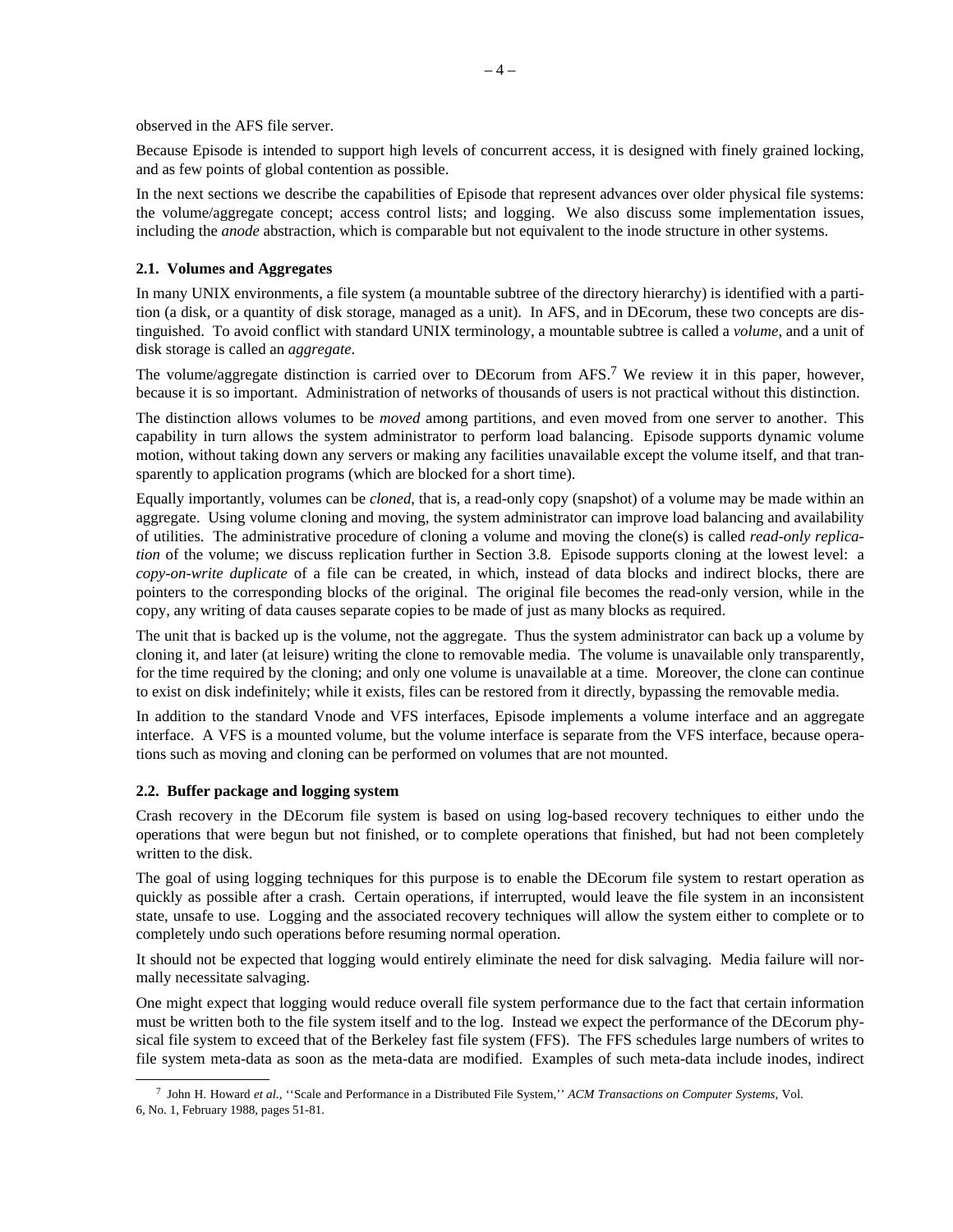observed in the AFS file server.

Because Episode is intended to support high levels of concurrent access, it is designed with finely grained locking, and as few points of global contention as possible.

In the next sections we describe the capabilities of Episode that represent advances over older physical file systems: the volume/aggregate concept; access control lists; and logging. We also discuss some implementation issues, including the *anode* abstraction, which is comparable but not equivalent to the inode structure in other systems.

### 2.1. Volumes and Aggregates

In many UNIX environments, a file system (a mountable subtree of the directory hierarchy) is identified with a partition (a disk, or a quantity of disk storage, managed as a unit). In AFS, and in DEcorum, these two concepts are distinguished. To avoid conflict with standard UNIX terminology, a mountable subtree is called a *volume*, and a unit of disk storage is called an *aggregate*.

The volume/aggregate distinction is carried over to DEcorum from AFS.[7] We review it in this paper, however, because it is so important. Administration of networks of thousands of users is not practical without this distinction.

The distinction allows volumes to be *moved* among partitions, and even moved from one server to another. This capability in turn allows the system administrator to perform load balancing. Episode supports dynamic volume motion, without taking down any servers or making any facilities unavailable except the volume itself, and that transparently to application programs (which are blocked for a short time).

Equally importantly, volumes can be *cloned*, that is, a read-only copy (snapshot) of a volume may be made within an aggregate. Using volume cloning and moving, the system administrator can improve load balancing and availability of utilities. The administrative procedure of cloning a volume and moving the clone(s) is called *read-only replication* of the volume; we discuss replication further in Section 3.8. Episode supports cloning at the lowest level: a *copy-on-write duplicate* of a file can be created, in which, instead of data blocks and indirect blocks, there are pointers to the corresponding blocks of the original. The original file becomes the read-only version, while in the copy, any writing of data causes separate copies to be made of just as many blocks as required.

The unit that is backed up is the volume, not the aggregate. Thus the system administrator can back up a volume by cloning it, and later (at leisure) writing the clone to removable media. The volume is unavailable only transparently, for the time required by the cloning; and only one volume is unavailable at a time. Moreover, the clone can continue to exist on disk indefinitely; while it exists, files can be restored from it directly, bypassing the removable media.

In addition to the standard Vnode and VFS interfaces, Episode implements a volume interface and an aggregate interface. A VFS is a mounted volume, but the volume interface is separate from the VFS interface, because operations such as moving and cloning can be performed on volumes that are not mounted.

### 2.2. Buffer package and logging system

Crash recovery in the DEcorum file system is based on using log-based recovery techniques to either undo the operations that were begun but not finished, or to complete operations that finished, but had not been completely written to the disk.

The goal of using logging techniques for this purpose is to enable the DEcorum file system to restart operation as quickly as possible after a crash. Certain operations, if interrupted, would leave the file system in an inconsistent state, unsafe to use. Logging and the associated recovery techniques will allow the system either to complete or to completely undo such operations before resuming normal operation.

It should not be expected that logging would entirely eliminate the need for disk salvaging. Media failure will normally necessitate salvaging.

One might expect that logging would reduce overall file system performance due to the fact that certain information must be written both to the file system itself and to the log. Instead we expect the performance of the DEcorum physical file system to exceed that of the Berkeley fast file system (FFS). The FFS schedules large numbers of writes to file system meta-data as soon as the meta-data are modified. Examples of such meta-data include inodes, indirect

---

[7] John H. Howard *et al.*, ''Scale and Performance in a Distributed File System,'' *ACM Transactions on Computer Systems*, Vol. 6, No. 1, February 1988, pages 51-81.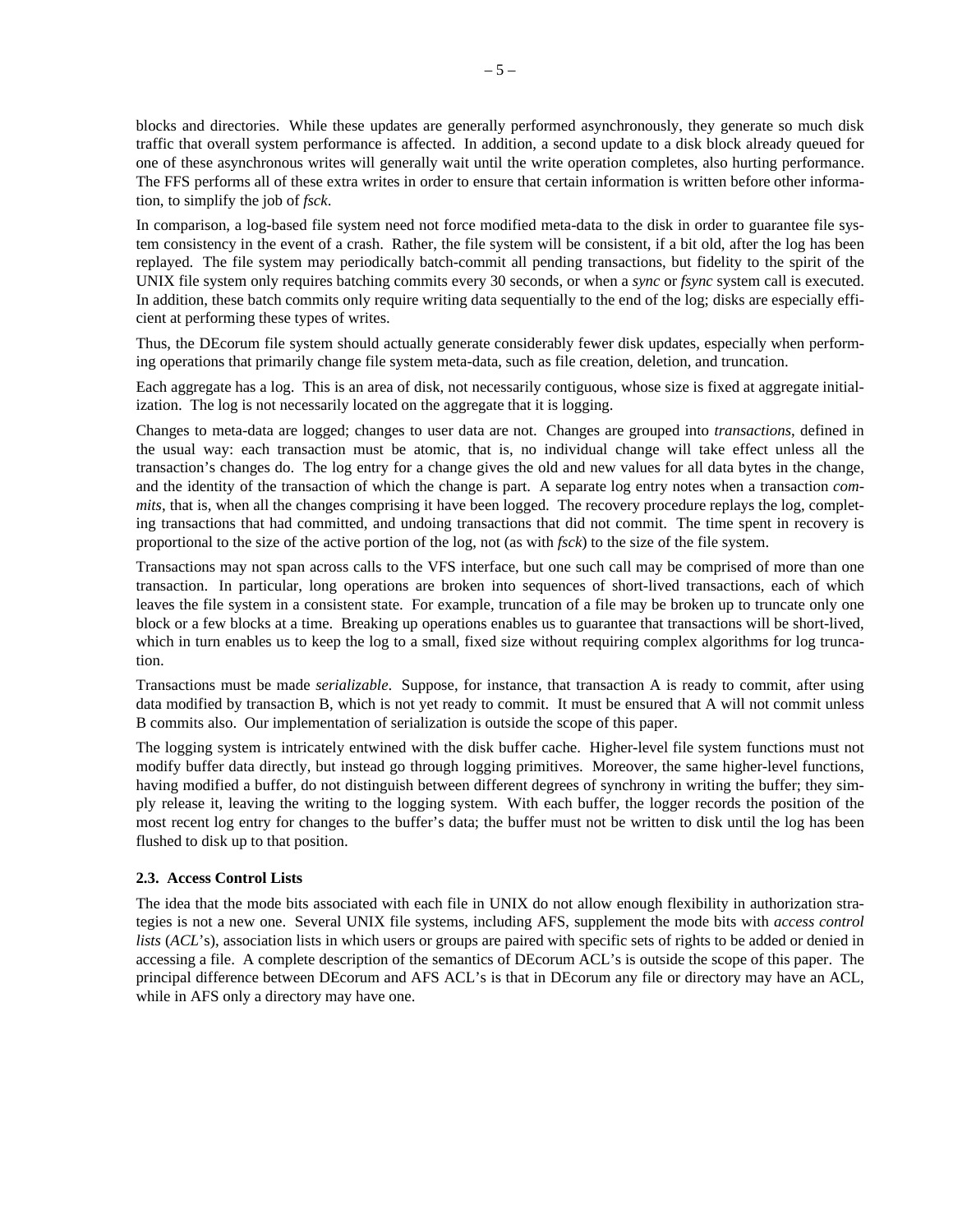blocks and directories. While these updates are generally performed asynchronously, they generate so much disk traffic that overall system performance is affected. In addition, a second update to a disk block already queued for one of these asynchronous writes will generally wait until the write operation completes, also hurting performance. The FFS performs all of these extra writes in order to ensure that certain information is written before other information, to simplify the job of *fsck*.

In comparison, a log-based file system need not force modified meta-data to the disk in order to guarantee file system consistency in the event of a crash. Rather, the file system will be consistent, if a bit old, after the log has been replayed. The file system may periodically batch-commit all pending transactions, but fidelity to the spirit of the UNIX file system only requires batching commits every 30 seconds, or when a *sync* or *fsync* system call is executed. In addition, these batch commits only require writing data sequentially to the end of the log; disks are especially efficient at performing these types of writes.

Thus, the DEcorum file system should actually generate considerably fewer disk updates, especially when performing operations that primarily change file system meta-data, such as file creation, deletion, and truncation.

Each aggregate has a log. This is an area of disk, not necessarily contiguous, whose size is fixed at aggregate initialization. The log is not necessarily located on the aggregate that it is logging.

Changes to meta-data are logged; changes to user data are not. Changes are grouped into *transactions*, defined in the usual way: each transaction must be atomic, that is, no individual change will take effect unless all the transaction's changes do. The log entry for a change gives the old and new values for all data bytes in the change, and the identity of the transaction of which the change is part. A separate log entry notes when a transaction *commits*, that is, when all the changes comprising it have been logged. The recovery procedure replays the log, completing transactions that had committed, and undoing transactions that did not commit. The time spent in recovery is proportional to the size of the active portion of the log, not (as with *fsck*) to the size of the file system.

Transactions may not span across calls to the VFS interface, but one such call may be comprised of more than one transaction. In particular, long operations are broken into sequences of short-lived transactions, each of which leaves the file system in a consistent state. For example, truncation of a file may be broken up to truncate only one block or a few blocks at a time. Breaking up operations enables us to guarantee that transactions will be short-lived, which in turn enables us to keep the log to a small, fixed size without requiring complex algorithms for log truncation.

Transactions must be made *serializable*. Suppose, for instance, that transaction A is ready to commit, after using data modified by transaction B, which is not yet ready to commit. It must be ensured that A will not commit unless B commits also. Our implementation of serialization is outside the scope of this paper.

The logging system is intricately entwined with the disk buffer cache. Higher-level file system functions must not modify buffer data directly, but instead go through logging primitives. Moreover, the same higher-level functions, having modified a buffer, do not distinguish between different degrees of synchrony in writing the buffer; they simply release it, leaving the writing to the logging system. With each buffer, the logger records the position of the most recent log entry for changes to the buffer's data; the buffer must not be written to disk until the log has been flushed to disk up to that position.

### 2.3. Access Control Lists

The idea that the mode bits associated with each file in UNIX do not allow enough flexibility in authorization strategies is not a new one. Several UNIX file systems, including AFS, supplement the mode bits with *access control lists* (*ACL*'s), association lists in which users or groups are paired with specific sets of rights to be added or denied in accessing a file. A complete description of the semantics of DEcorum ACL's is outside the scope of this paper. The principal difference between DEcorum and AFS ACL's is that in DEcorum any file or directory may have an ACL, while in AFS only a directory may have one.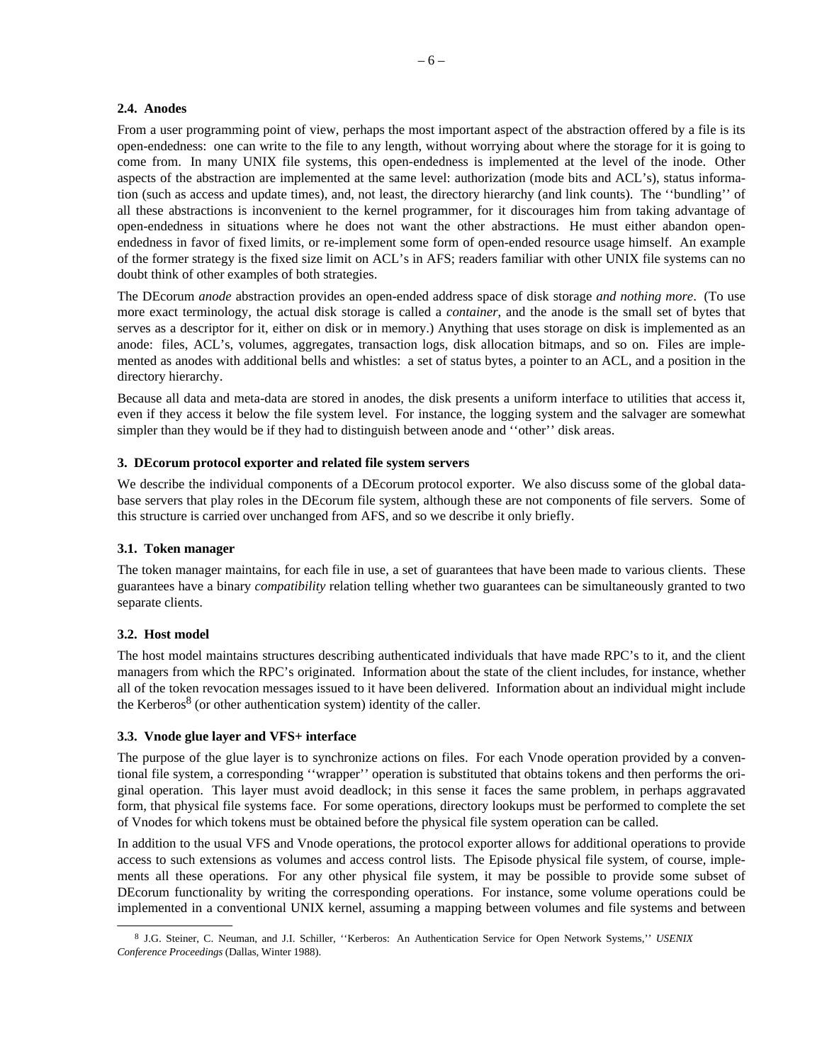### 2.4. Anodes

From a user programming point of view, perhaps the most important aspect of the abstraction offered by a file is its open-endedness: one can write to the file to any length, without worrying about where the storage for it is going to come from. In many UNIX file systems, this open-endedness is implemented at the level of the inode. Other aspects of the abstraction are implemented at the same level: authorization (mode bits and ACL's), status information (such as access and update times), and, not least, the directory hierarchy (and link counts). The ''bundling'' of all these abstractions is inconvenient to the kernel programmer, for it discourages him from taking advantage of open-endedness in situations where he does not want the other abstractions. He must either abandon open-endedness in favor of fixed limits, or re-implement some form of open-ended resource usage himself. An example of the former strategy is the fixed size limit on ACL's in AFS; readers familiar with other UNIX file systems can no doubt think of other examples of both strategies.

The DEcorum *anode* abstraction provides an open-ended address space of disk storage *and nothing more*. (To use more exact terminology, the actual disk storage is called a *container*, and the anode is the small set of bytes that serves as a descriptor for it, either on disk or in memory.) Anything that uses storage on disk is implemented as an anode: files, ACL's, volumes, aggregates, transaction logs, disk allocation bitmaps, and so on. Files are implemented as anodes with additional bells and whistles: a set of status bytes, a pointer to an ACL, and a position in the directory hierarchy.

Because all data and meta-data are stored in anodes, the disk presents a uniform interface to utilities that access it, even if they access it below the file system level. For instance, the logging system and the salvager are somewhat simpler than they would be if they had to distinguish between anode and ''other'' disk areas.

## 3. DEcorum protocol exporter and related file system servers

We describe the individual components of a DEcorum protocol exporter. We also discuss some of the global database servers that play roles in the DEcorum file system, although these are not components of file servers. Some of this structure is carried over unchanged from AFS, and so we describe it only briefly.

### 3.1. Token manager

The token manager maintains, for each file in use, a set of guarantees that have been made to various clients. These guarantees have a binary *compatibility* relation telling whether two guarantees can be simultaneously granted to two separate clients.

### 3.2. Host model

The host model maintains structures describing authenticated individuals that have made RPC's to it, and the client managers from which the RPC's originated. Information about the state of the client includes, for instance, whether all of the token revocation messages issued to it have been delivered. Information about an individual might include the Kerberos[8] (or other authentication system) identity of the caller.

### 3.3. Vnode glue layer and VFS+ interface

The purpose of the glue layer is to synchronize actions on files. For each Vnode operation provided by a conventional file system, a corresponding ''wrapper'' operation is substituted that obtains tokens and then performs the original operation. This layer must avoid deadlock; in this sense it faces the same problem, in perhaps aggravated form, that physical file systems face. For some operations, directory lookups must be performed to complete the set of Vnodes for which tokens must be obtained before the physical file system operation can be called.

In addition to the usual VFS and Vnode operations, the protocol exporter allows for additional operations to provide access to such extensions as volumes and access control lists. The Episode physical file system, of course, implements all these operations. For any other physical file system, it may be possible to provide some subset of DEcorum functionality by writing the corresponding operations. For instance, some volume operations could be implemented in a conventional UNIX kernel, assuming a mapping between volumes and file systems and between

[8] J.G. Steiner, C. Neuman, and J.I. Schiller, ''Kerberos: An Authentication Service for Open Network Systems,'' *USENIX Conference Proceedings* (Dallas, Winter 1988).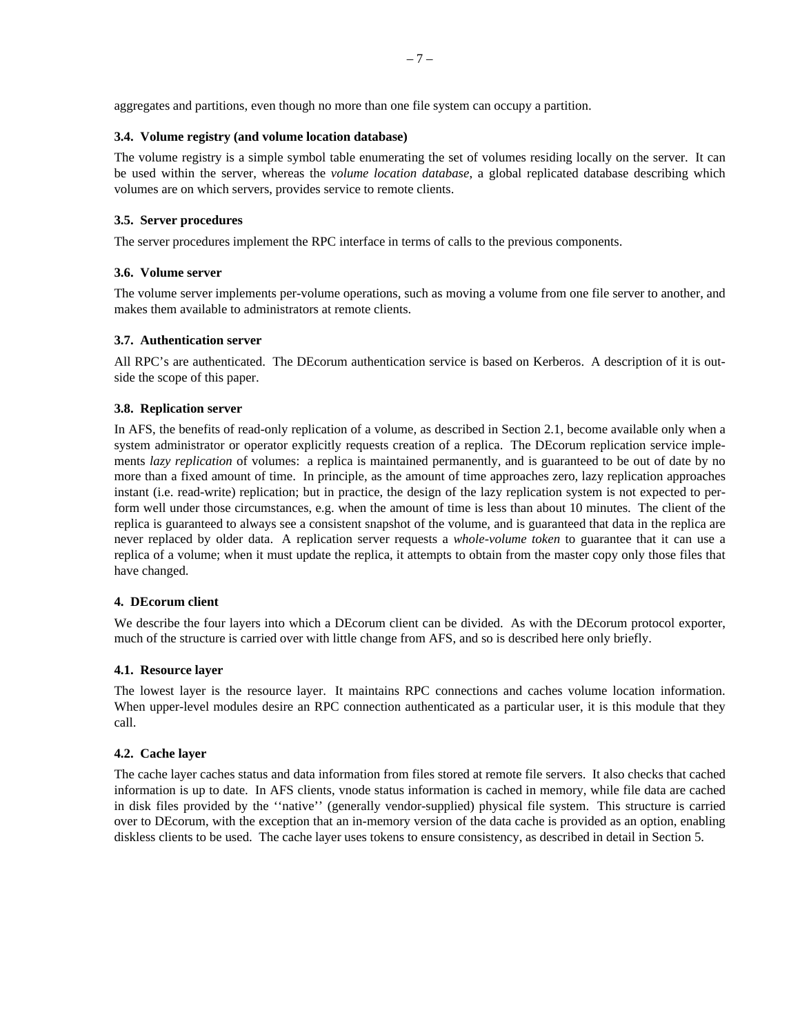aggregates and partitions, even though no more than one file system can occupy a partition.

### 3.4. Volume registry (and volume location database)

The volume registry is a simple symbol table enumerating the set of volumes residing locally on the server. It can be used within the server, whereas the *volume location database*, a global replicated database describing which volumes are on which servers, provides service to remote clients.

### 3.5. Server procedures

The server procedures implement the RPC interface in terms of calls to the previous components.

### 3.6. Volume server

The volume server implements per-volume operations, such as moving a volume from one file server to another, and makes them available to administrators at remote clients.

### 3.7. Authentication server

All RPC's are authenticated. The DEcorum authentication service is based on Kerberos. A description of it is outside the scope of this paper.

### 3.8. Replication server

In AFS, the benefits of read-only replication of a volume, as described in Section 2.1, become available only when a system administrator or operator explicitly requests creation of a replica. The DEcorum replication service implements *lazy replication* of volumes: a replica is maintained permanently, and is guaranteed to be out of date by no more than a fixed amount of time. In principle, as the amount of time approaches zero, lazy replication approaches instant (i.e. read-write) replication; but in practice, the design of the lazy replication system is not expected to perform well under those circumstances, e.g. when the amount of time is less than about 10 minutes. The client of the replica is guaranteed to always see a consistent snapshot of the volume, and is guaranteed that data in the replica are never replaced by older data. A replication server requests a *whole-volume token* to guarantee that it can use a replica of a volume; when it must update the replica, it attempts to obtain from the master copy only those files that have changed.

## 4. DEcorum client

We describe the four layers into which a DEcorum client can be divided. As with the DEcorum protocol exporter, much of the structure is carried over with little change from AFS, and so is described here only briefly.

### 4.1. Resource layer

The lowest layer is the resource layer. It maintains RPC connections and caches volume location information. When upper-level modules desire an RPC connection authenticated as a particular user, it is this module that they call.

### 4.2. Cache layer

The cache layer caches status and data information from files stored at remote file servers. It also checks that cached information is up to date. In AFS clients, vnode status information is cached in memory, while file data are cached in disk files provided by the ''native'' (generally vendor-supplied) physical file system. This structure is carried over to DEcorum, with the exception that an in-memory version of the data cache is provided as an option, enabling diskless clients to be used. The cache layer uses tokens to ensure consistency, as described in detail in Section 5.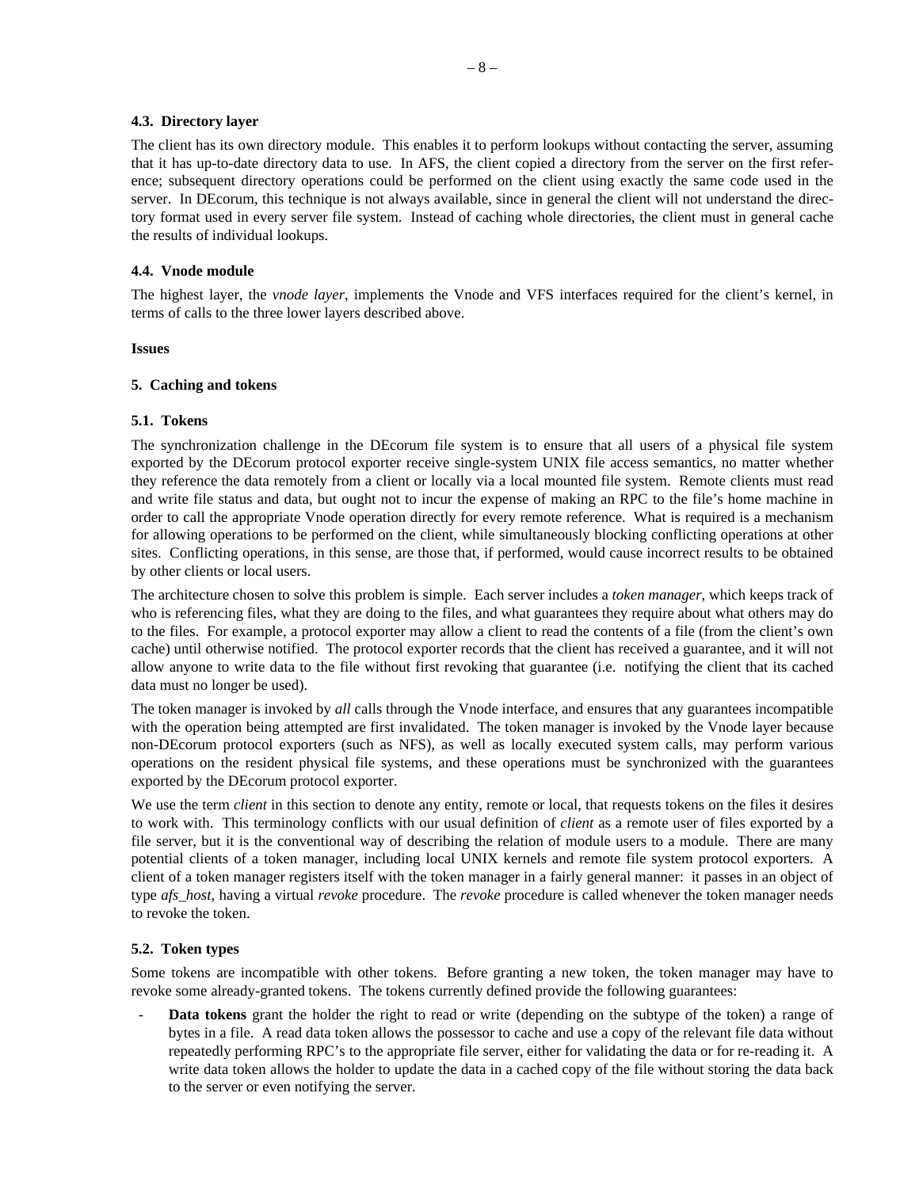### 4.3. Directory layer

The client has its own directory module. This enables it to perform lookups without contacting the server, assuming that it has up-to-date directory data to use. In AFS, the client copied a directory from the server on the first reference; subsequent directory operations could be performed on the client using exactly the same code used in the server. In DEcorum, this technique is not always available, since in general the client will not understand the directory format used in every server file system. Instead of caching whole directories, the client must in general cache the results of individual lookups.

### 4.4. Vnode module

The highest layer, the *vnode layer*, implements the Vnode and VFS interfaces required for the client's kernel, in terms of calls to the three lower layers described above.

## Issues

## 5. Caching and tokens

### 5.1. Tokens

The synchronization challenge in the DEcorum file system is to ensure that all users of a physical file system exported by the DEcorum protocol exporter receive single-system UNIX file access semantics, no matter whether they reference the data remotely from a client or locally via a local mounted file system. Remote clients must read and write file status and data, but ought not to incur the expense of making an RPC to the file's home machine in order to call the appropriate Vnode operation directly for every remote reference. What is required is a mechanism for allowing operations to be performed on the client, while simultaneously blocking conflicting operations at other sites. Conflicting operations, in this sense, are those that, if performed, would cause incorrect results to be obtained by other clients or local users.

The architecture chosen to solve this problem is simple. Each server includes a *token manager*, which keeps track of who is referencing files, what they are doing to the files, and what guarantees they require about what others may do to the files. For example, a protocol exporter may allow a client to read the contents of a file (from the client's own cache) until otherwise notified. The protocol exporter records that the client has received a guarantee, and it will not allow anyone to write data to the file without first revoking that guarantee (i.e. notifying the client that its cached data must no longer be used).

The token manager is invoked by *all* calls through the Vnode interface, and ensures that any guarantees incompatible with the operation being attempted are first invalidated. The token manager is invoked by the Vnode layer because non-DEcorum protocol exporters (such as NFS), as well as locally executed system calls, may perform various operations on the resident physical file systems, and these operations must be synchronized with the guarantees exported by the DEcorum protocol exporter.

We use the term *client* in this section to denote any entity, remote or local, that requests tokens on the files it desires to work with. This terminology conflicts with our usual definition of *client* as a remote user of files exported by a file server, but it is the conventional way of describing the relation of module users to a module. There are many potential clients of a token manager, including local UNIX kernels and remote file system protocol exporters. A client of a token manager registers itself with the token manager in a fairly general manner: it passes in an object of type *afs_host*, having a virtual *revoke* procedure. The *revoke* procedure is called whenever the token manager needs to revoke the token.

### 5.2. Token types

Some tokens are incompatible with other tokens. Before granting a new token, the token manager may have to revoke some already-granted tokens. The tokens currently defined provide the following guarantees:

- **Data tokens** grant the holder the right to read or write (depending on the subtype of the token) a range of bytes in a file. A read data token allows the possessor to cache and use a copy of the relevant file data without repeatedly performing RPC's to the appropriate file server, either for validating the data or for re-reading it. A write data token allows the holder to update the data in a cached copy of the file without storing the data back to the server or even notifying the server.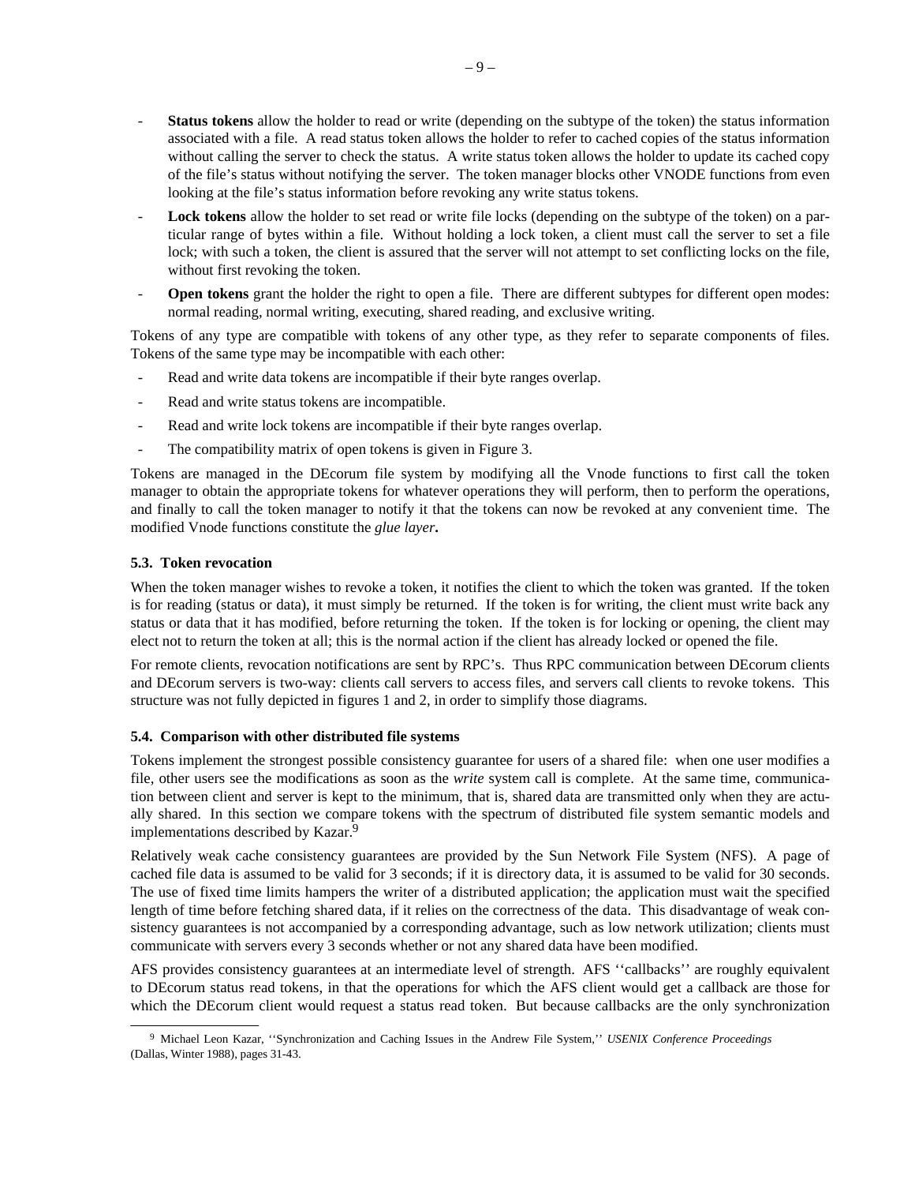- **Status tokens** allow the holder to read or write (depending on the subtype of the token) the status information associated with a file. A read status token allows the holder to refer to cached copies of the status information without calling the server to check the status. A write status token allows the holder to update its cached copy of the file's status without notifying the server. The token manager blocks other VNODE functions from even looking at the file's status information before revoking any write status tokens.
- **Lock tokens** allow the holder to set read or write file locks (depending on the subtype of the token) on a particular range of bytes within a file. Without holding a lock token, a client must call the server to set a file lock; with such a token, the client is assured that the server will not attempt to set conflicting locks on the file, without first revoking the token.
- **Open tokens** grant the holder the right to open a file. There are different subtypes for different open modes: normal reading, normal writing, executing, shared reading, and exclusive writing.

Tokens of any type are compatible with tokens of any other type, as they refer to separate components of files. Tokens of the same type may be incompatible with each other:

- Read and write data tokens are incompatible if their byte ranges overlap.
- Read and write status tokens are incompatible.
- Read and write lock tokens are incompatible if their byte ranges overlap.
- The compatibility matrix of open tokens is given in Figure 3.

Tokens are managed in the DEcorum file system by modifying all the Vnode functions to first call the token manager to obtain the appropriate tokens for whatever operations they will perform, then to perform the operations, and finally to call the token manager to notify it that the tokens can now be revoked at any convenient time. The modified Vnode functions constitute the *glue layer***.**

### 5.3. Token revocation

When the token manager wishes to revoke a token, it notifies the client to which the token was granted. If the token is for reading (status or data), it must simply be returned. If the token is for writing, the client must write back any status or data that it has modified, before returning the token. If the token is for locking or opening, the client may elect not to return the token at all; this is the normal action if the client has already locked or opened the file.

For remote clients, revocation notifications are sent by RPC's. Thus RPC communication between DEcorum clients and DEcorum servers is two-way: clients call servers to access files, and servers call clients to revoke tokens. This structure was not fully depicted in figures 1 and 2, in order to simplify those diagrams.

### 5.4. Comparison with other distributed file systems

Tokens implement the strongest possible consistency guarantee for users of a shared file: when one user modifies a file, other users see the modifications as soon as the *write* system call is complete. At the same time, communication between client and server is kept to the minimum, that is, shared data are transmitted only when they are actually shared. In this section we compare tokens with the spectrum of distributed file system semantic models and implementations described by Kazar.[9]

Relatively weak cache consistency guarantees are provided by the Sun Network File System (NFS). A page of cached file data is assumed to be valid for 3 seconds; if it is directory data, it is assumed to be valid for 30 seconds. The use of fixed time limits hampers the writer of a distributed application; the application must wait the specified length of time before fetching shared data, if it relies on the correctness of the data. This disadvantage of weak consistency guarantees is not accompanied by a corresponding advantage, such as low network utilization; clients must communicate with servers every 3 seconds whether or not any shared data have been modified.

AFS provides consistency guarantees at an intermediate level of strength. AFS ''callbacks'' are roughly equivalent to DEcorum status read tokens, in that the operations for which the AFS client would get a callback are those for which the DEcorum client would request a status read token. But because callbacks are the only synchronization

---

[9] Michael Leon Kazar, ''Synchronization and Caching Issues in the Andrew File System,'' *USENIX Conference Proceedings* (Dallas, Winter 1988), pages 31-43.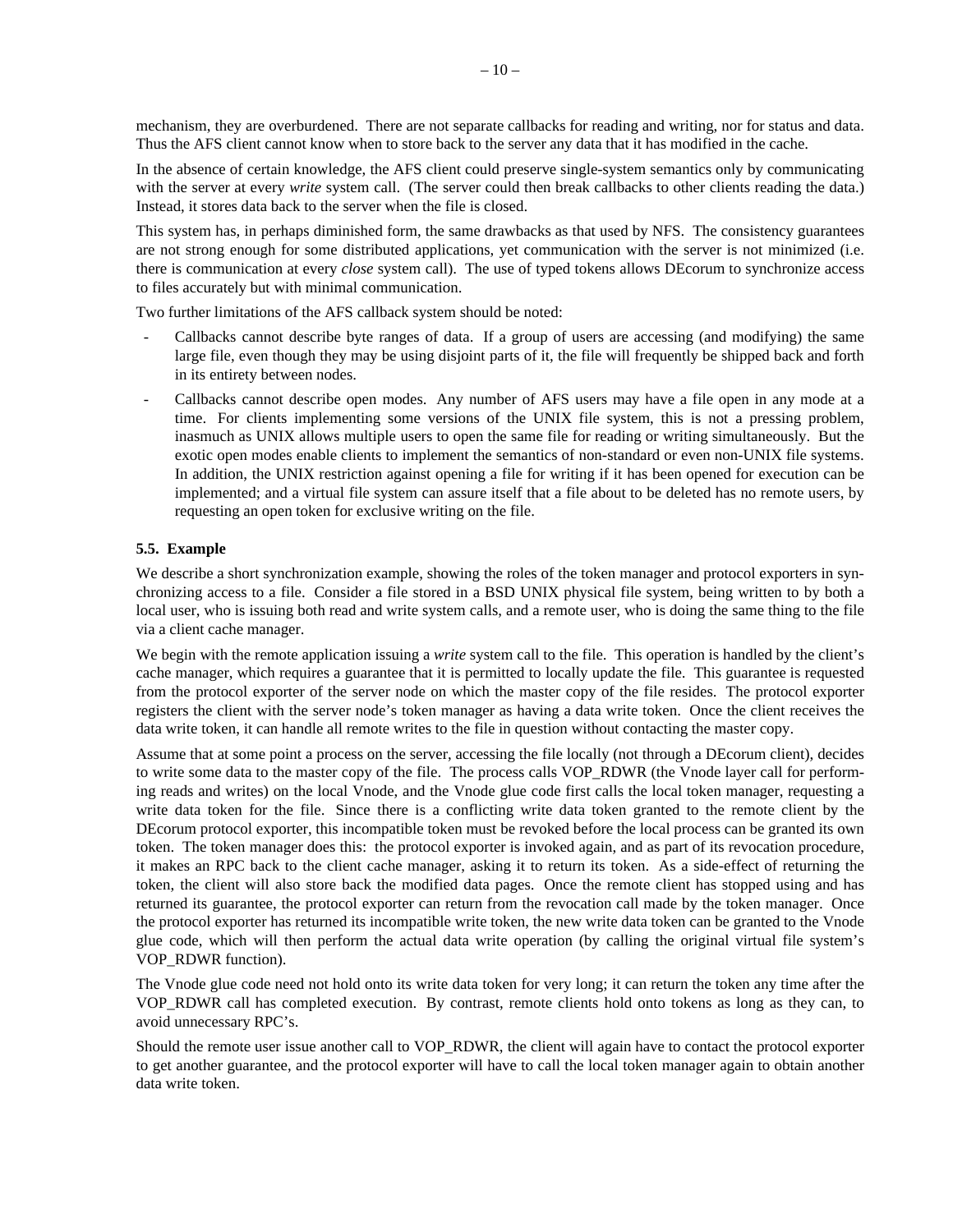mechanism, they are overburdened. There are not separate callbacks for reading and writing, nor for status and data. Thus the AFS client cannot know when to store back to the server any data that it has modified in the cache.

In the absence of certain knowledge, the AFS client could preserve single-system semantics only by communicating with the server at every *write* system call. (The server could then break callbacks to other clients reading the data.) Instead, it stores data back to the server when the file is closed.

This system has, in perhaps diminished form, the same drawbacks as that used by NFS. The consistency guarantees are not strong enough for some distributed applications, yet communication with the server is not minimized (i.e. there is communication at every *close* system call). The use of typed tokens allows DEcorum to synchronize access to files accurately but with minimal communication.

Two further limitations of the AFS callback system should be noted:

- Callbacks cannot describe byte ranges of data. If a group of users are accessing (and modifying) the same large file, even though they may be using disjoint parts of it, the file will frequently be shipped back and forth in its entirety between nodes.
- Callbacks cannot describe open modes. Any number of AFS users may have a file open in any mode at a time. For clients implementing some versions of the UNIX file system, this is not a pressing problem, inasmuch as UNIX allows multiple users to open the same file for reading or writing simultaneously. But the exotic open modes enable clients to implement the semantics of non-standard or even non-UNIX file systems. In addition, the UNIX restriction against opening a file for writing if it has been opened for execution can be implemented; and a virtual file system can assure itself that a file about to be deleted has no remote users, by requesting an open token for exclusive writing on the file.

### 5.5. Example

We describe a short synchronization example, showing the roles of the token manager and protocol exporters in synchronizing access to a file. Consider a file stored in a BSD UNIX physical file system, being written to by both a local user, who is issuing both read and write system calls, and a remote user, who is doing the same thing to the file via a client cache manager.

We begin with the remote application issuing a *write* system call to the file. This operation is handled by the client's cache manager, which requires a guarantee that it is permitted to locally update the file. This guarantee is requested from the protocol exporter of the server node on which the master copy of the file resides. The protocol exporter registers the client with the server node's token manager as having a data write token. Once the client receives the data write token, it can handle all remote writes to the file in question without contacting the master copy.

Assume that at some point a process on the server, accessing the file locally (not through a DEcorum client), decides to write some data to the master copy of the file. The process calls VOP_RDWR (the Vnode layer call for performing reads and writes) on the local Vnode, and the Vnode glue code first calls the local token manager, requesting a write data token for the file. Since there is a conflicting write data token granted to the remote client by the DEcorum protocol exporter, this incompatible token must be revoked before the local process can be granted its own token. The token manager does this: the protocol exporter is invoked again, and as part of its revocation procedure, it makes an RPC back to the client cache manager, asking it to return its token. As a side-effect of returning the token, the client will also store back the modified data pages. Once the remote client has stopped using and has returned its guarantee, the protocol exporter can return from the revocation call made by the token manager. Once the protocol exporter has returned its incompatible write token, the new write data token can be granted to the Vnode glue code, which will then perform the actual data write operation (by calling the original virtual file system's VOP_RDWR function).

The Vnode glue code need not hold onto its write data token for very long; it can return the token any time after the VOP_RDWR call has completed execution. By contrast, remote clients hold onto tokens as long as they can, to avoid unnecessary RPC's.

Should the remote user issue another call to VOP_RDWR, the client will again have to contact the protocol exporter to get another guarantee, and the protocol exporter will have to call the local token manager again to obtain another data write token.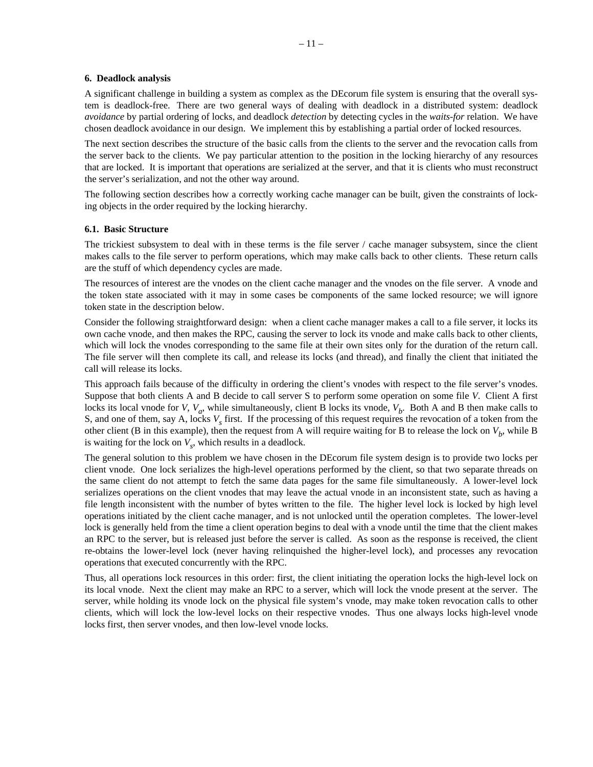## 6. Deadlock analysis

A significant challenge in building a system as complex as the DEcorum file system is ensuring that the overall system is deadlock-free. There are two general ways of dealing with deadlock in a distributed system: deadlock *avoidance* by partial ordering of locks, and deadlock *detection* by detecting cycles in the *waits-for* relation. We have chosen deadlock avoidance in our design. We implement this by establishing a partial order of locked resources.

The next section describes the structure of the basic calls from the clients to the server and the revocation calls from the server back to the clients. We pay particular attention to the position in the locking hierarchy of any resources that are locked. It is important that operations are serialized at the server, and that it is clients who must reconstruct the server's serialization, and not the other way around.

The following section describes how a correctly working cache manager can be built, given the constraints of locking objects in the order required by the locking hierarchy.

### 6.1. Basic Structure

The trickiest subsystem to deal with in these terms is the file server / cache manager subsystem, since the client makes calls to the file server to perform operations, which may make calls back to other clients. These return calls are the stuff of which dependency cycles are made.

The resources of interest are the vnodes on the client cache manager and the vnodes on the file server. A vnode and the token state associated with it may in some cases be components of the same locked resource; we will ignore token state in the description below.

Consider the following straightforward design: when a client cache manager makes a call to a file server, it locks its own cache vnode, and then makes the RPC, causing the server to lock its vnode and make calls back to other clients, which will lock the vnodes corresponding to the same file at their own sites only for the duration of the return call. The file server will then complete its call, and release its locks (and thread), and finally the client that initiated the call will release its locks.

This approach fails because of the difficulty in ordering the client's vnodes with respect to the file server's vnodes. Suppose that both clients A and B decide to call server S to perform some operation on some file $V$. Client A first locks its local vnode for $V$, $V_a$, while simultaneously, client B locks its vnode, $V_b$. Both A and B then make calls to S, and one of them, say A, locks $V_s$ first. If the processing of this request requires the revocation of a token from the other client (B in this example), then the request from A will require waiting for B to release the lock on $V_b$, while B is waiting for the lock on $V_s$, which results in a deadlock.

The general solution to this problem we have chosen in the DEcorum file system design is to provide two locks per client vnode. One lock serializes the high-level operations performed by the client, so that two separate threads on the same client do not attempt to fetch the same data pages for the same file simultaneously. A lower-level lock serializes operations on the client vnodes that may leave the actual vnode in an inconsistent state, such as having a file length inconsistent with the number of bytes written to the file. The higher level lock is locked by high level operations initiated by the client cache manager, and is not unlocked until the operation completes. The lower-level lock is generally held from the time a client operation begins to deal with a vnode until the time that the client makes an RPC to the server, but is released just before the server is called. As soon as the response is received, the client re-obtains the lower-level lock (never having relinquished the higher-level lock), and processes any revocation operations that executed concurrently with the RPC.

Thus, all operations lock resources in this order: first, the client initiating the operation locks the high-level lock on its local vnode. Next the client may make an RPC to a server, which will lock the vnode present at the server. The server, while holding its vnode lock on the physical file system's vnode, may make token revocation calls to other clients, which will lock the low-level locks on their respective vnodes. Thus one always locks high-level vnode locks first, then server vnodes, and then low-level vnode locks.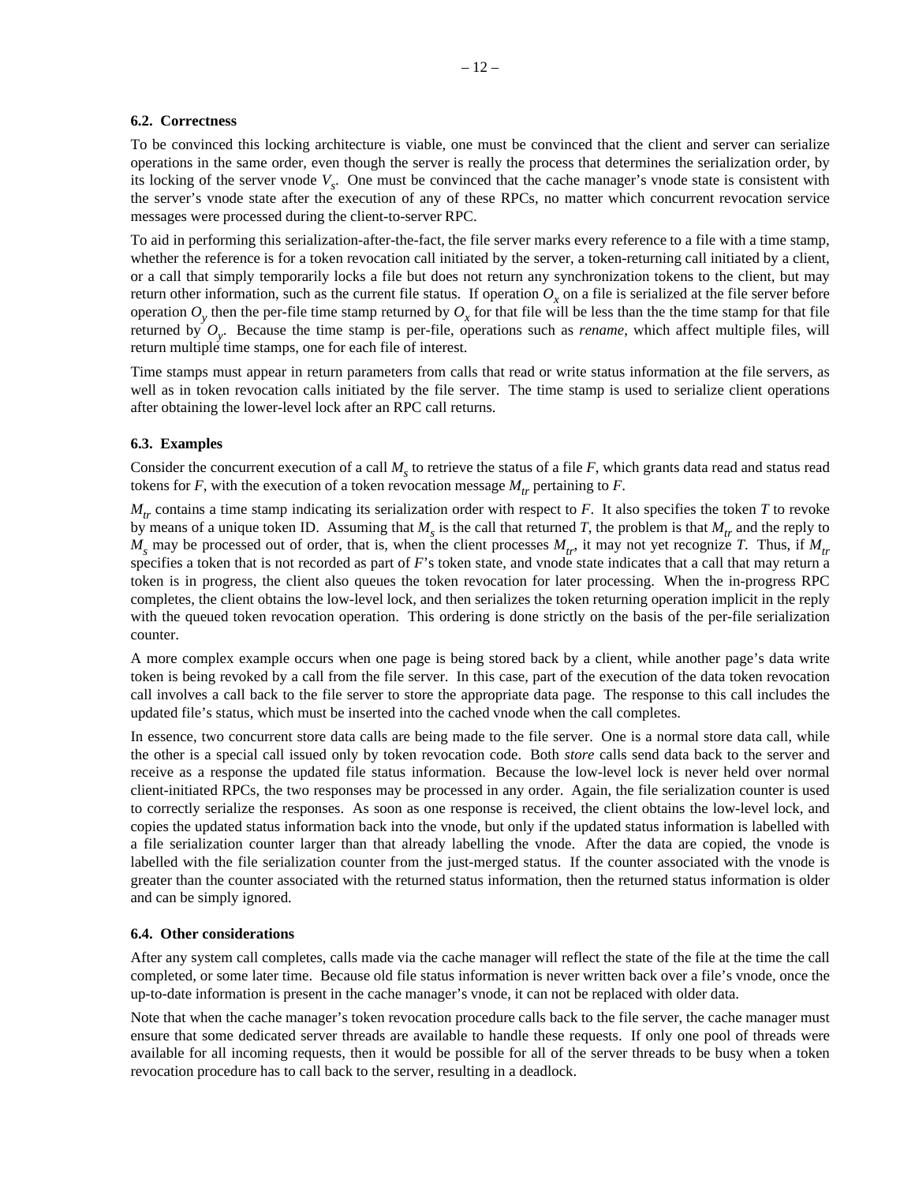### 6.2. Correctness

To be convinced this locking architecture is viable, one must be convinced that the client and server can serialize operations in the same order, even though the server is really the process that determines the serialization order, by its locking of the server vnode $V_s$. One must be convinced that the cache manager's vnode state is consistent with the server's vnode state after the execution of any of these RPCs, no matter which concurrent revocation service messages were processed during the client-to-server RPC.

To aid in performing this serialization-after-the-fact, the file server marks every reference to a file with a time stamp, whether the reference is for a token revocation call initiated by the server, a token-returning call initiated by a client, or a call that simply temporarily locks a file but does not return any synchronization tokens to the client, but may return other information, such as the current file status. If operation $O_x$ on a file is serialized at the file server before operation $O_y$ then the per-file time stamp returned by $O_x$ for that file will be less than the the time stamp for that file returned by $O_y$. Because the time stamp is per-file, operations such as *rename*, which affect multiple files, will return multiple time stamps, one for each file of interest.

Time stamps must appear in return parameters from calls that read or write status information at the file servers, as well as in token revocation calls initiated by the file server. The time stamp is used to serialize client operations after obtaining the lower-level lock after an RPC call returns.

### 6.3. Examples

Consider the concurrent execution of a call $M_s$ to retrieve the status of a file *F*, which grants data read and status read tokens for *F*, with the execution of a token revocation message $M_{tr}$ pertaining to *F*.

$M_{tr}$ contains a time stamp indicating its serialization order with respect to *F*. It also specifies the token *T* to revoke by means of a unique token ID. Assuming that $M_s$ is the call that returned *T*, the problem is that $M_{tr}$ and the reply to $M_s$ may be processed out of order, that is, when the client processes $M_{tr}$, it may not yet recognize *T*. Thus, if $M_{tr}$ specifies a token that is not recorded as part of *F*'s token state, and vnode state indicates that a call that may return a token is in progress, the client also queues the token revocation for later processing. When the in-progress RPC completes, the client obtains the low-level lock, and then serializes the token returning operation implicit in the reply with the queued token revocation operation. This ordering is done strictly on the basis of the per-file serialization counter.

A more complex example occurs when one page is being stored back by a client, while another page's data write token is being revoked by a call from the file server. In this case, part of the execution of the data token revocation call involves a call back to the file server to store the appropriate data page. The response to this call includes the updated file's status, which must be inserted into the cached vnode when the call completes.

In essence, two concurrent store data calls are being made to the file server. One is a normal store data call, while the other is a special call issued only by token revocation code. Both *store* calls send data back to the server and receive as a response the updated file status information. Because the low-level lock is never held over normal client-initiated RPCs, the two responses may be processed in any order. Again, the file serialization counter is used to correctly serialize the responses. As soon as one response is received, the client obtains the low-level lock, and copies the updated status information back into the vnode, but only if the updated status information is labelled with a file serialization counter larger than that already labelling the vnode. After the data are copied, the vnode is labelled with the file serialization counter from the just-merged status. If the counter associated with the vnode is greater than the counter associated with the returned status information, then the returned status information is older and can be simply ignored.

### 6.4. Other considerations

After any system call completes, calls made via the cache manager will reflect the state of the file at the time the call completed, or some later time. Because old file status information is never written back over a file's vnode, once the up-to-date information is present in the cache manager's vnode, it can not be replaced with older data.

Note that when the cache manager's token revocation procedure calls back to the file server, the cache manager must ensure that some dedicated server threads are available to handle these requests. If only one pool of threads were available for all incoming requests, then it would be possible for all of the server threads to be busy when a token revocation procedure has to call back to the server, resulting in a deadlock.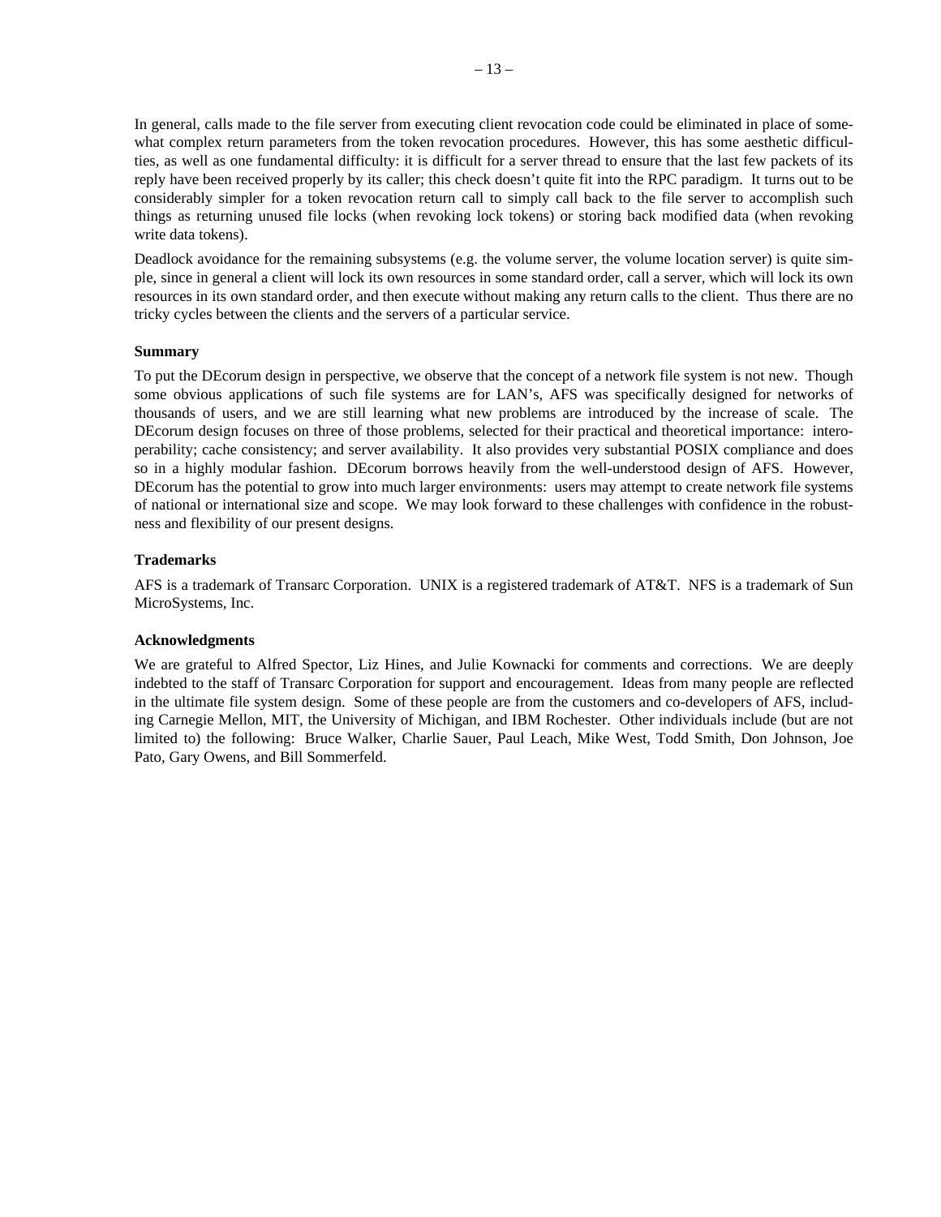In general, calls made to the file server from executing client revocation code could be eliminated in place of somewhat complex return parameters from the token revocation procedures. However, this has some aesthetic difficulties, as well as one fundamental difficulty: it is difficult for a server thread to ensure that the last few packets of its reply have been received properly by its caller; this check doesn't quite fit into the RPC paradigm. It turns out to be considerably simpler for a token revocation return call to simply call back to the file server to accomplish such things as returning unused file locks (when revoking lock tokens) or storing back modified data (when revoking write data tokens).

Deadlock avoidance for the remaining subsystems (e.g. the volume server, the volume location server) is quite simple, since in general a client will lock its own resources in some standard order, call a server, which will lock its own resources in its own standard order, and then execute without making any return calls to the client. Thus there are no tricky cycles between the clients and the servers of a particular service.

**Summary**

To put the DEcorum design in perspective, we observe that the concept of a network file system is not new. Though some obvious applications of such file systems are for LAN's, AFS was specifically designed for networks of thousands of users, and we are still learning what new problems are introduced by the increase of scale. The DEcorum design focuses on three of those problems, selected for their practical and theoretical importance: interoperability; cache consistency; and server availability. It also provides very substantial POSIX compliance and does so in a highly modular fashion. DEcorum borrows heavily from the well-understood design of AFS. However, DEcorum has the potential to grow into much larger environments: users may attempt to create network file systems of national or international size and scope. We may look forward to these challenges with confidence in the robustness and flexibility of our present designs.

**Trademarks**

AFS is a trademark of Transarc Corporation. UNIX is a registered trademark of AT&T. NFS is a trademark of Sun MicroSystems, Inc.

**Acknowledgments**

We are grateful to Alfred Spector, Liz Hines, and Julie Kownacki for comments and corrections. We are deeply indebted to the staff of Transarc Corporation for support and encouragement. Ideas from many people are reflected in the ultimate file system design. Some of these people are from the customers and co-developers of AFS, including Carnegie Mellon, MIT, the University of Michigan, and IBM Rochester. Other individuals include (but are not limited to) the following: Bruce Walker, Charlie Sauer, Paul Leach, Mike West, Todd Smith, Don Johnson, Joe Pato, Gary Owens, and Bill Sommerfeld.